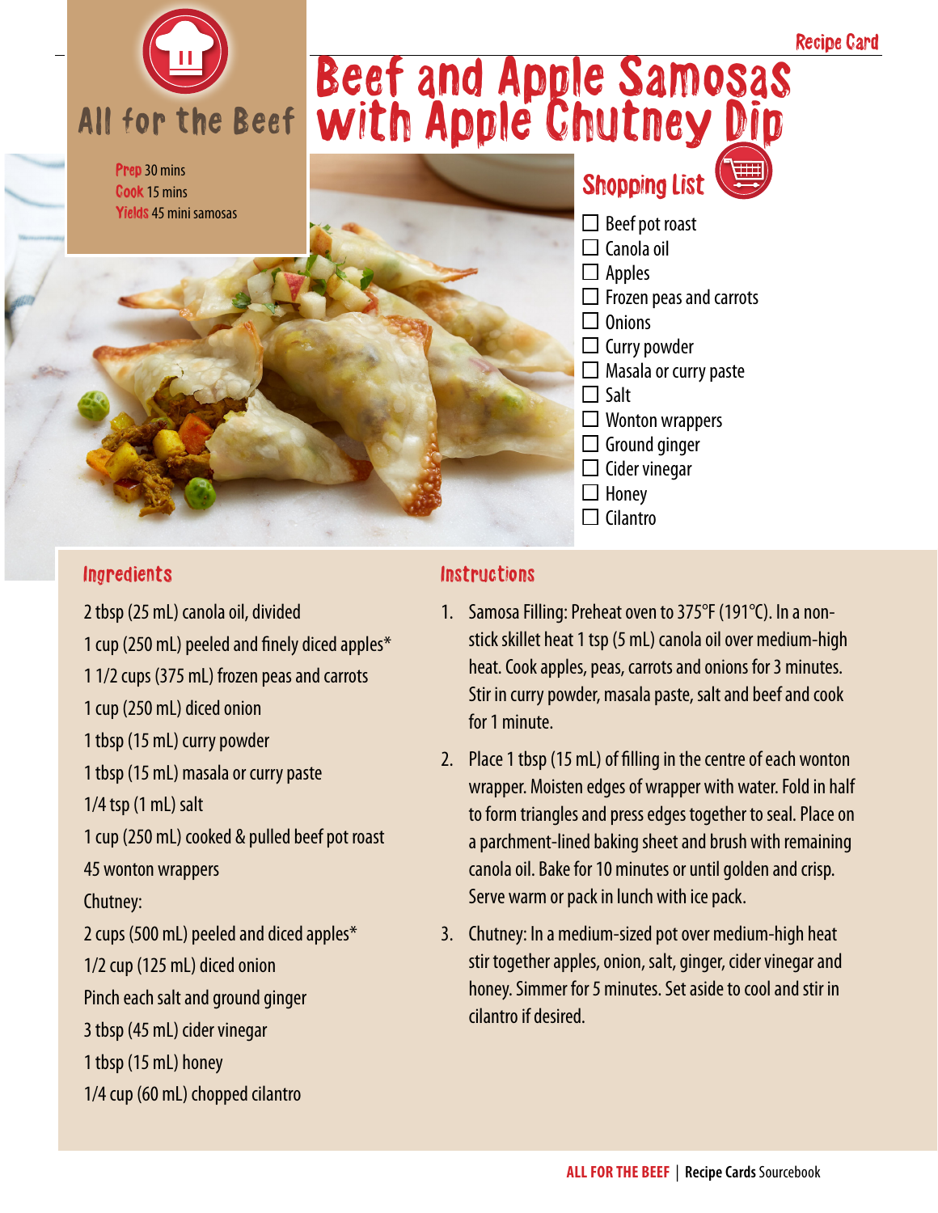Recipe Card

All for the Beef

# Beef and Apple Samosas with Apple Chutney Dip

**Prep** 30 mins
**Cook** 15 mins
**Yields** 45 mini samosas

## Shopping List

- ☐ Beef pot roast
- ☐ Canola oil
- ☐ Apples
- ☐ Frozen peas and carrots
- ☐ Onions
- ☐ Curry powder
- ☐ Masala or curry paste
- ☐ Salt
- ☐ Wonton wrappers
- ☐ Ground ginger
- ☐ Cider vinegar
- ☐ Honey
- ☐ Cilantro

## Ingredients

2 tbsp (25 mL) canola oil, divided

1 cup (250 mL) peeled and finely diced apples*

1 1/2 cups (375 mL) frozen peas and carrots

1 cup (250 mL) diced onion

1 tbsp (15 mL) curry powder

1 tbsp (15 mL) masala or curry paste

1/4 tsp (1 mL) salt

1 cup (250 mL) cooked & pulled beef pot roast

45 wonton wrappers

Chutney:

2 cups (500 mL) peeled and diced apples*

1/2 cup (125 mL) diced onion

Pinch each salt and ground ginger

3 tbsp (45 mL) cider vinegar

1 tbsp (15 mL) honey

1/4 cup (60 mL) chopped cilantro

## Instructions

1. Samosa Filling: Preheat oven to 375°F (191°C). In a non-stick skillet heat 1 tsp (5 mL) canola oil over medium-high heat. Cook apples, peas, carrots and onions for 3 minutes. Stir in curry powder, masala paste, salt and beef and cook for 1 minute.
2. Place 1 tbsp (15 mL) of filling in the centre of each wonton wrapper. Moisten edges of wrapper with water. Fold in half to form triangles and press edges together to seal. Place on a parchment-lined baking sheet and brush with remaining canola oil. Bake for 10 minutes or until golden and crisp. Serve warm or pack in lunch with ice pack.
3. Chutney: In a medium-sized pot over medium-high heat stir together apples, onion, salt, ginger, cider vinegar and honey. Simmer for 5 minutes. Set aside to cool and stir in cilantro if desired.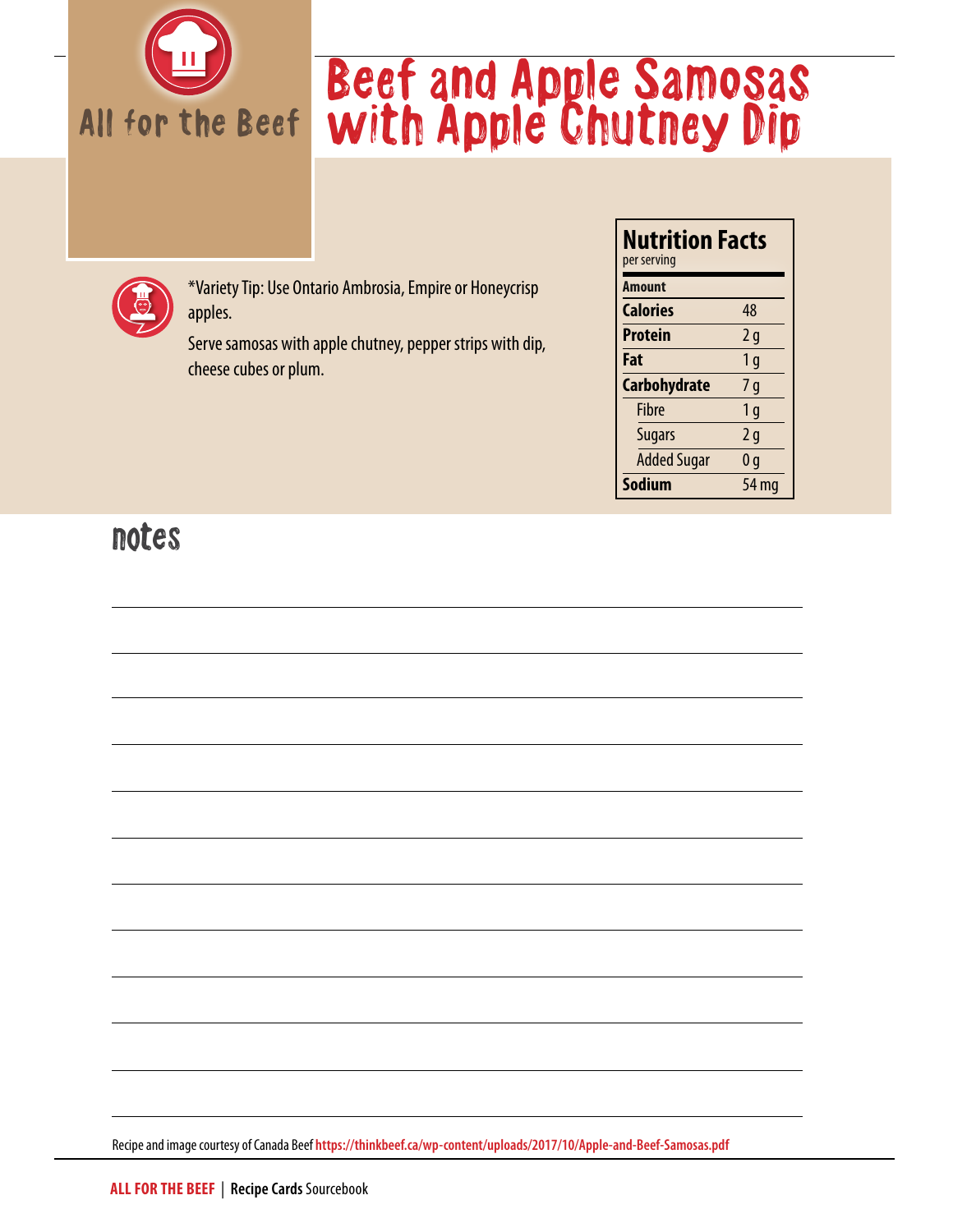All for the Beef

# Beef and Apple Samosas with Apple Chutney Dip

*Variety Tip: Use Ontario Ambrosia, Empire or Honeycrisp apples.

Serve samosas with apple chutney, pepper strips with dip, cheese cubes or plum.

| Nutrition Facts per serving | |
| --- | --- |
| **Amount** | |
| **Calories** | 48 |
| **Protein** | 2 g |
| **Fat** | 1 g |
| **Carbohydrate** | 7 g |
| Fibre | 1 g |
| Sugars | 2 g |
| Added Sugar | 0 g |
| **Sodium** | 54 mg |

## notes

Recipe and image courtesy of Canada Beef https://thinkbeef.ca/wp-content/uploads/2017/10/Apple-and-Beef-Samosas.pdf